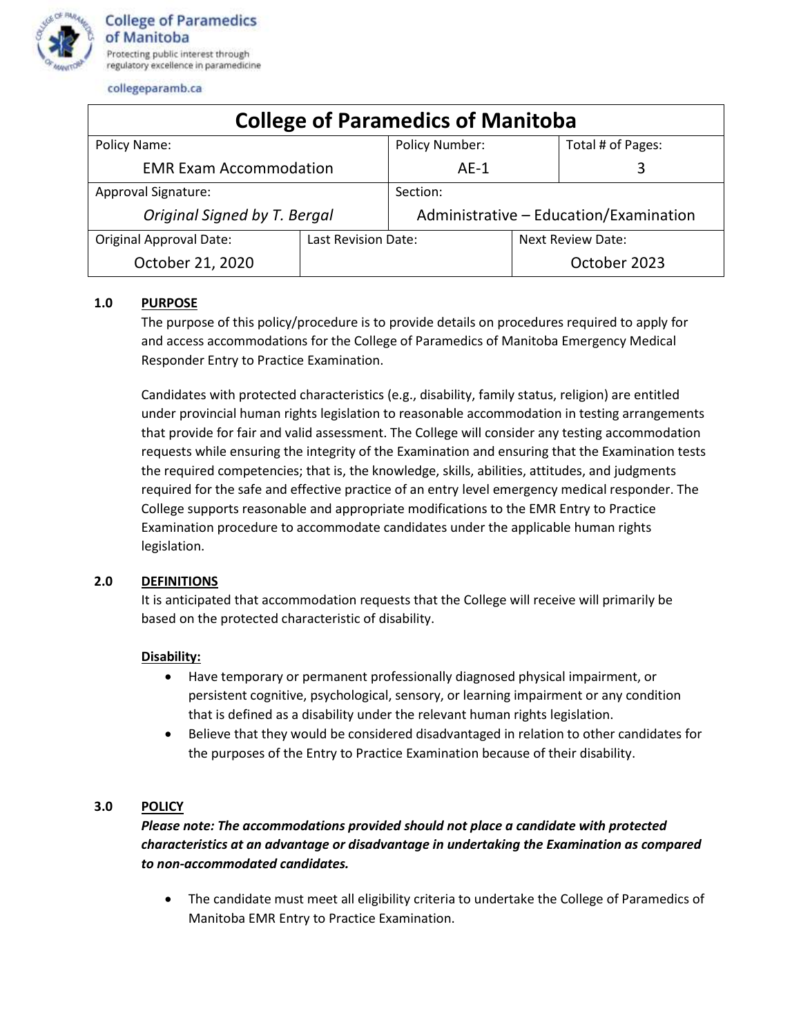College of Paramedics of Manitoba
Protecting public interest through regulatory excellence in paramedicine

collegeparamb.ca

| College of Paramedics of Manitoba | | | |
|---|---|---|---|
| Policy Name: EMR Exam Accommodation | | Policy Number: AE-1 | Total # of Pages: 3 |
| Approval Signature: *Original Signed by T. Bergal* | | Section: Administrative – Education/Examination | |
| Original Approval Date: October 21, 2020 | Last Revision Date: | | Next Review Date: October 2023 |

## 1.0 PURPOSE

The purpose of this policy/procedure is to provide details on procedures required to apply for and access accommodations for the College of Paramedics of Manitoba Emergency Medical Responder Entry to Practice Examination.

Candidates with protected characteristics (e.g., disability, family status, religion) are entitled under provincial human rights legislation to reasonable accommodation in testing arrangements that provide for fair and valid assessment. The College will consider any testing accommodation requests while ensuring the integrity of the Examination and ensuring that the Examination tests the required competencies; that is, the knowledge, skills, abilities, attitudes, and judgments required for the safe and effective practice of an entry level emergency medical responder. The College supports reasonable and appropriate modifications to the EMR Entry to Practice Examination procedure to accommodate candidates under the applicable human rights legislation.

## 2.0 DEFINITIONS

It is anticipated that accommodation requests that the College will receive will primarily be based on the protected characteristic of disability.

**Disability:**

- Have temporary or permanent professionally diagnosed physical impairment, or persistent cognitive, psychological, sensory, or learning impairment or any condition that is defined as a disability under the relevant human rights legislation.
- Believe that they would be considered disadvantaged in relation to other candidates for the purposes of the Entry to Practice Examination because of their disability.

## 3.0 POLICY

***Please note: The accommodations provided should not place a candidate with protected characteristics at an advantage or disadvantage in undertaking the Examination as compared to non-accommodated candidates.***

- The candidate must meet all eligibility criteria to undertake the College of Paramedics of Manitoba EMR Entry to Practice Examination.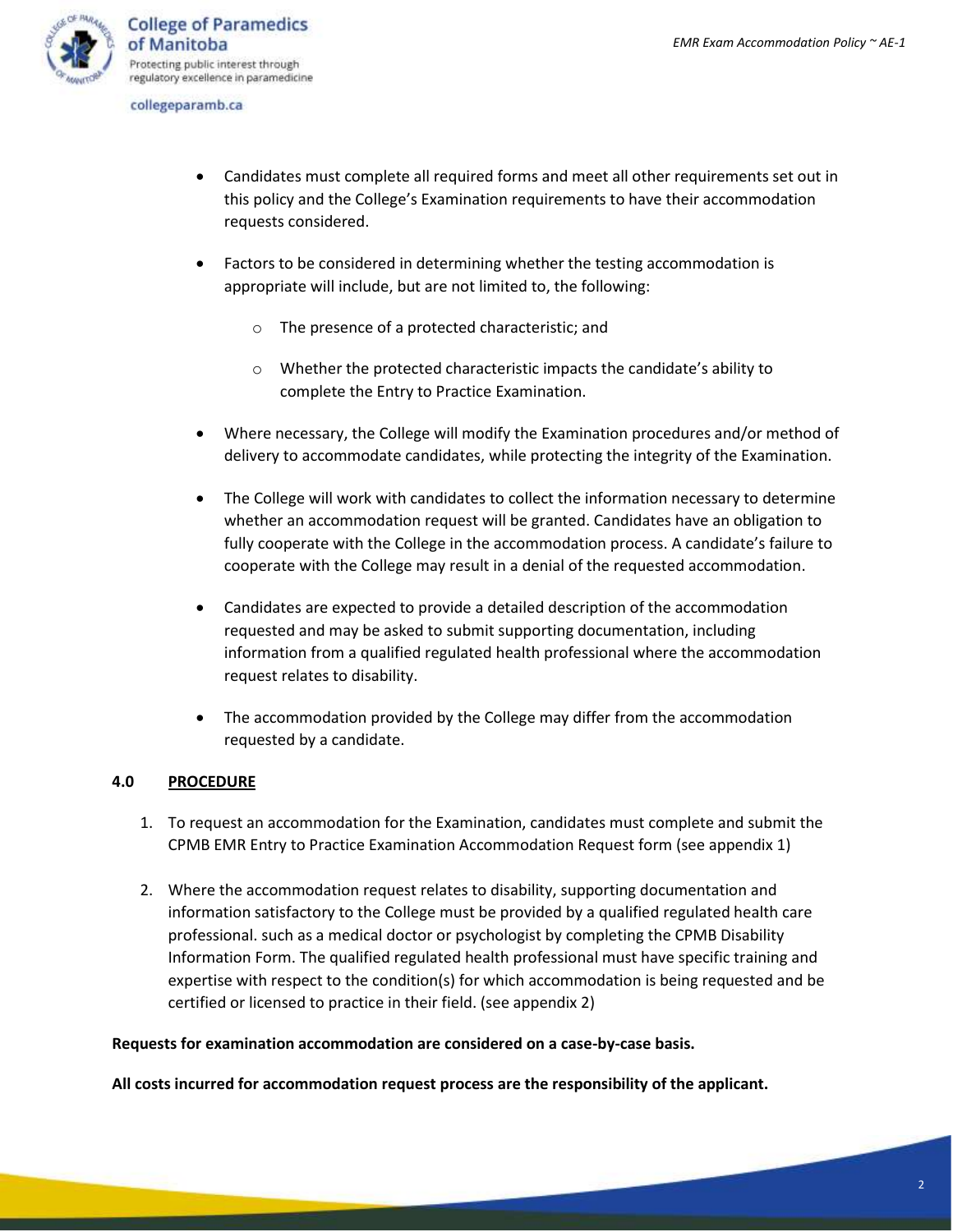- Candidates must complete all required forms and meet all other requirements set out in this policy and the College's Examination requirements to have their accommodation requests considered.

- Factors to be considered in determining whether the testing accommodation is appropriate will include, but are not limited to, the following:

  - The presence of a protected characteristic; and

  - Whether the protected characteristic impacts the candidate's ability to complete the Entry to Practice Examination.

- Where necessary, the College will modify the Examination procedures and/or method of delivery to accommodate candidates, while protecting the integrity of the Examination.

- The College will work with candidates to collect the information necessary to determine whether an accommodation request will be granted. Candidates have an obligation to fully cooperate with the College in the accommodation process. A candidate's failure to cooperate with the College may result in a denial of the requested accommodation.

- Candidates are expected to provide a detailed description of the accommodation requested and may be asked to submit supporting documentation, including information from a qualified regulated health professional where the accommodation request relates to disability.

- The accommodation provided by the College may differ from the accommodation requested by a candidate.

## 4.0 PROCEDURE

1. To request an accommodation for the Examination, candidates must complete and submit the CPMB EMR Entry to Practice Examination Accommodation Request form (see appendix 1)

2. Where the accommodation request relates to disability, supporting documentation and information satisfactory to the College must be provided by a qualified regulated health care professional. such as a medical doctor or psychologist by completing the CPMB Disability Information Form. The qualified regulated health professional must have specific training and expertise with respect to the condition(s) for which accommodation is being requested and be certified or licensed to practice in their field. (see appendix 2)

**Requests for examination accommodation are considered on a case-by-case basis.**

**All costs incurred for accommodation request process are the responsibility of the applicant.**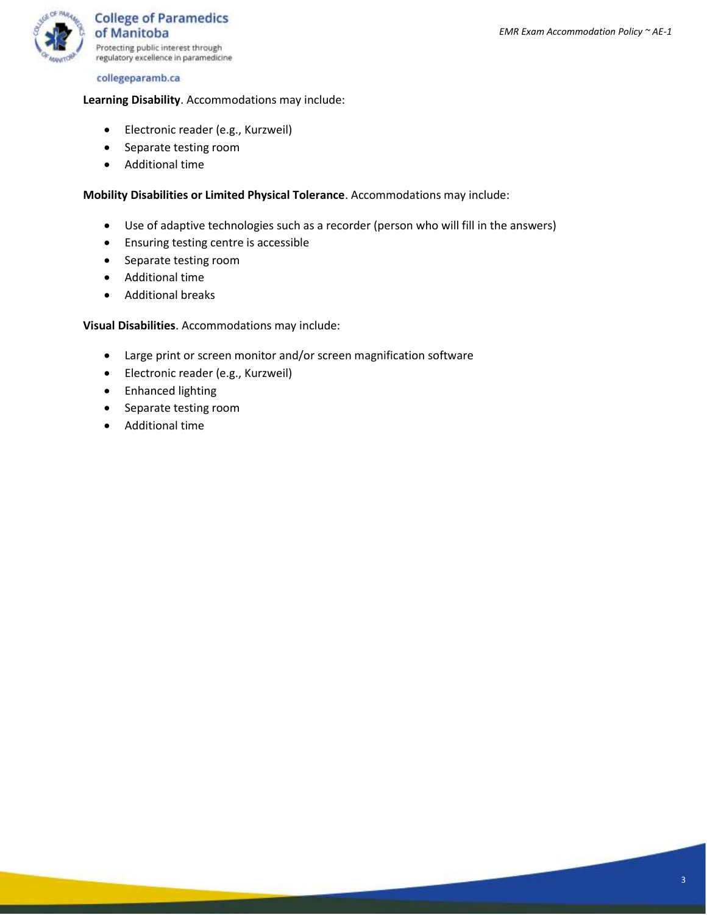**Learning Disability**. Accommodations may include:

- Electronic reader (e.g., Kurzweil)
- Separate testing room
- Additional time

**Mobility Disabilities or Limited Physical Tolerance**. Accommodations may include:

- Use of adaptive technologies such as a recorder (person who will fill in the answers)
- Ensuring testing centre is accessible
- Separate testing room
- Additional time
- Additional breaks

**Visual Disabilities**. Accommodations may include:

- Large print or screen monitor and/or screen magnification software
- Electronic reader (e.g., Kurzweil)
- Enhanced lighting
- Separate testing room
- Additional time